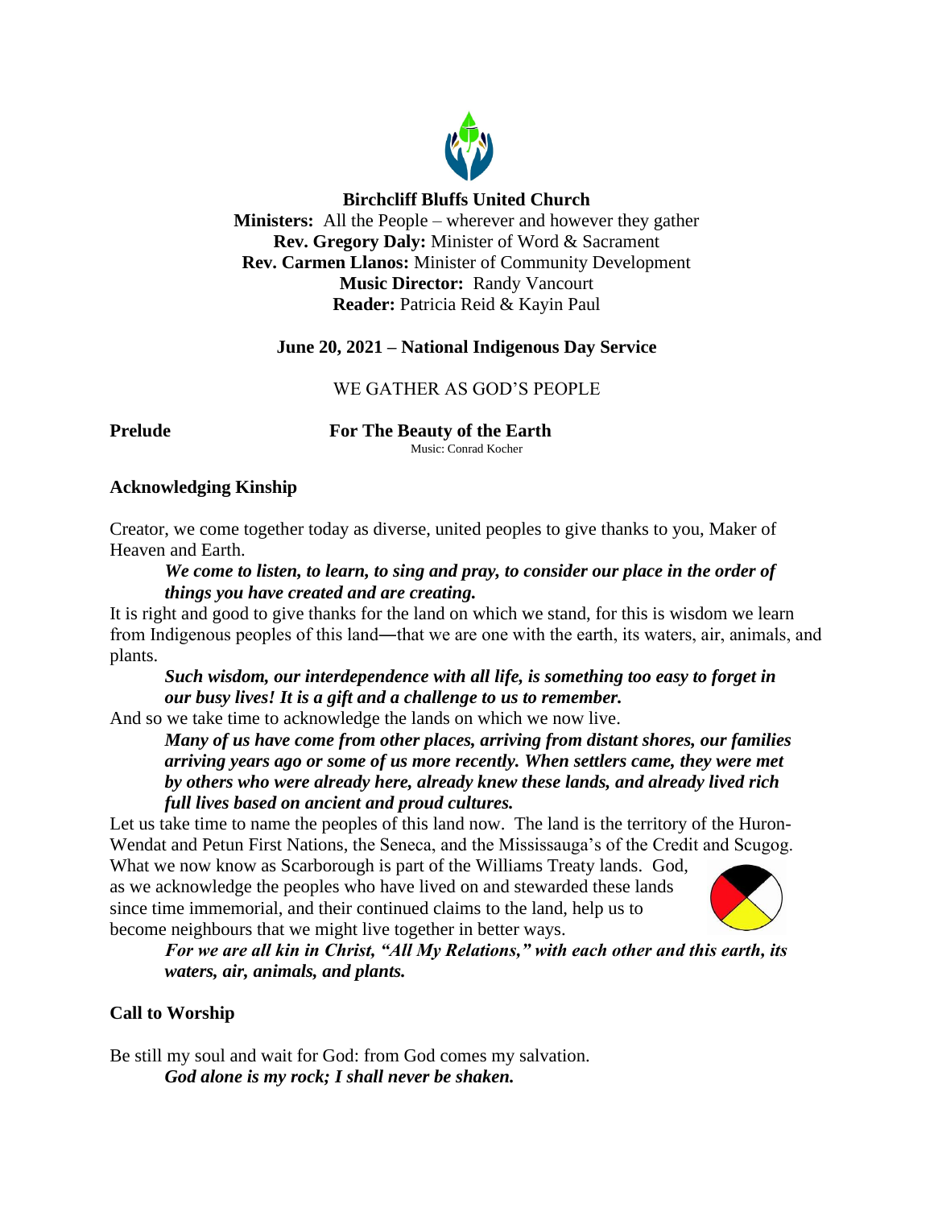**Birchcliff Bluffs United Church**

**Ministers:** All the People – wherever and however they gather

**Rev. Gregory Daly:** Minister of Word & Sacrament

**Rev. Carmen Llanos:** Minister of Community Development

**Music Director:** Randy Vancourt

**Reader:** Patricia Reid & Kayin Paul

**June 20, 2021 – National Indigenous Day Service**

WE GATHER AS GOD'S PEOPLE

**Prelude** **For The Beauty of the Earth**

Music: Conrad Kocher

**Acknowledging Kinship**

Creator, we come together today as diverse, united peoples to give thanks to you, Maker of Heaven and Earth.

***We come to listen, to learn, to sing and pray, to consider our place in the order of things you have created and are creating.***

It is right and good to give thanks for the land on which we stand, for this is wisdom we learn from Indigenous peoples of this land—that we are one with the earth, its waters, air, animals, and plants.

***Such wisdom, our interdependence with all life, is something too easy to forget in our busy lives! It is a gift and a challenge to us to remember.***

And so we take time to acknowledge the lands on which we now live.

***Many of us have come from other places, arriving from distant shores, our families arriving years ago or some of us more recently. When settlers came, they were met by others who were already here, already knew these lands, and already lived rich full lives based on ancient and proud cultures.***

Let us take time to name the peoples of this land now. The land is the territory of the Huron-Wendat and Petun First Nations, the Seneca, and the Mississauga's of the Credit and Scugog. What we now know as Scarborough is part of the Williams Treaty lands. God, as we acknowledge the peoples who have lived on and stewarded these lands since time immemorial, and their continued claims to the land, help us to become neighbours that we might live together in better ways.

***For we are all kin in Christ, "All My Relations," with each other and this earth, its waters, air, animals, and plants.***

**Call to Worship**

Be still my soul and wait for God: from God comes my salvation.

***God alone is my rock; I shall never be shaken.***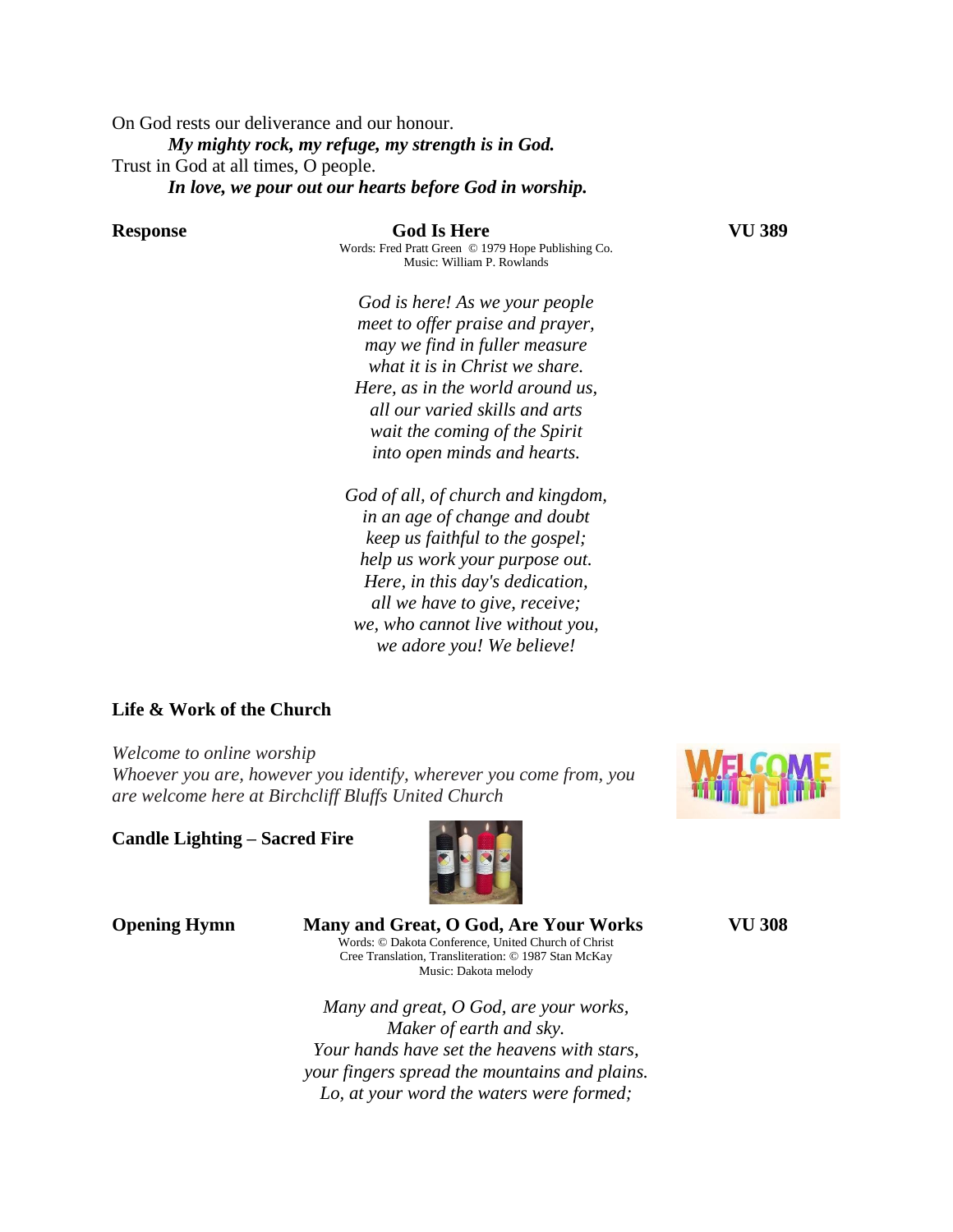On God rests our deliverance and our honour.

***My mighty rock, my refuge, my strength is in God.***

Trust in God at all times, O people.

***In love, we pour out our hearts before God in worship.***

**Response** **God Is Here** **VU 389**

Words: Fred Pratt Green © 1979 Hope Publishing Co.
Music: William P. Rowlands

*God is here! As we your people*
*meet to offer praise and prayer,*
*may we find in fuller measure*
*what it is in Christ we share.*
*Here, as in the world around us,*
*all our varied skills and arts*
*wait the coming of the Spirit*
*into open minds and hearts.*

*God of all, of church and kingdom,*
*in an age of change and doubt*
*keep us faithful to the gospel;*
*help us work your purpose out.*
*Here, in this day's dedication,*
*all we have to give, receive;*
*we, who cannot live without you,*
*we adore you! We believe!*

**Life & Work of the Church**

*Welcome to online worship*
*Whoever you are, however you identify, wherever you come from, you are welcome here at Birchcliff Bluffs United Church*

**Candle Lighting – Sacred Fire**

**Opening Hymn** **Many and Great, O God, Are Your Works** **VU 308**

Words: © Dakota Conference, United Church of Christ
Cree Translation, Transliteration: © 1987 Stan McKay
Music: Dakota melody

*Many and great, O God, are your works,*
*Maker of earth and sky.*
*Your hands have set the heavens with stars,*
*your fingers spread the mountains and plains.*
*Lo, at your word the waters were formed;*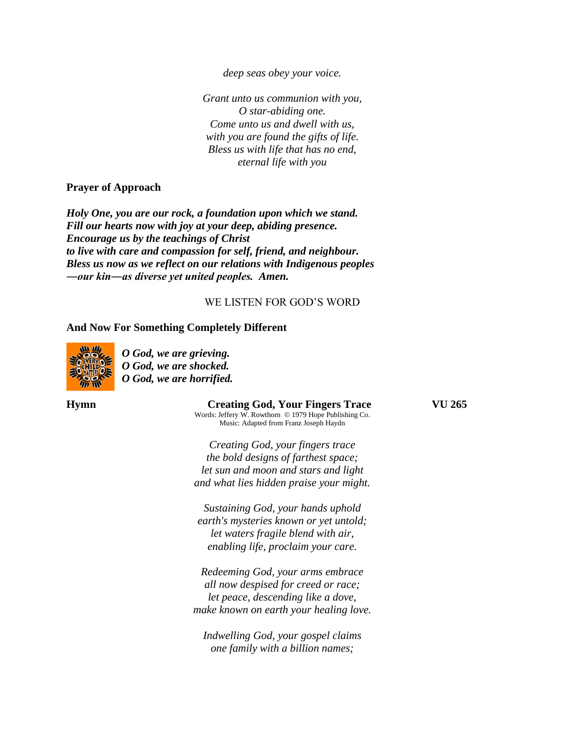*deep seas obey your voice.*

*Grant unto us communion with you,*
*O star-abiding one.*
*Come unto us and dwell with us,*
*with you are found the gifts of life.*
*Bless us with life that has no end,*
*eternal life with you*

**Prayer of Approach**

***Holy One, you are our rock, a foundation upon which we stand.***
***Fill our hearts now with joy at your deep, abiding presence.***
***Encourage us by the teachings of Christ***
***to live with care and compassion for self, friend, and neighbour.***
***Bless us now as we reflect on our relations with Indigenous peoples***
***—our kin—as diverse yet united peoples. Amen.***

WE LISTEN FOR GOD'S WORD

**And Now For Something Completely Different**

***O God, we are grieving.***
***O God, we are shocked.***
***O God, we are horrified.***

**Hymn** **Creating God, Your Fingers Trace** **VU 265**

Words: Jeffery W. Rowthorn © 1979 Hope Publishing Co.
Music: Adapted from Franz Joseph Haydn

*Creating God, your fingers trace*
*the bold designs of farthest space;*
*let sun and moon and stars and light*
*and what lies hidden praise your might.*

*Sustaining God, your hands uphold*
*earth's mysteries known or yet untold;*
*let waters fragile blend with air,*
*enabling life, proclaim your care.*

*Redeeming God, your arms embrace*
*all now despised for creed or race;*
*let peace, descending like a dove,*
*make known on earth your healing love.*

*Indwelling God, your gospel claims*
*one family with a billion names;*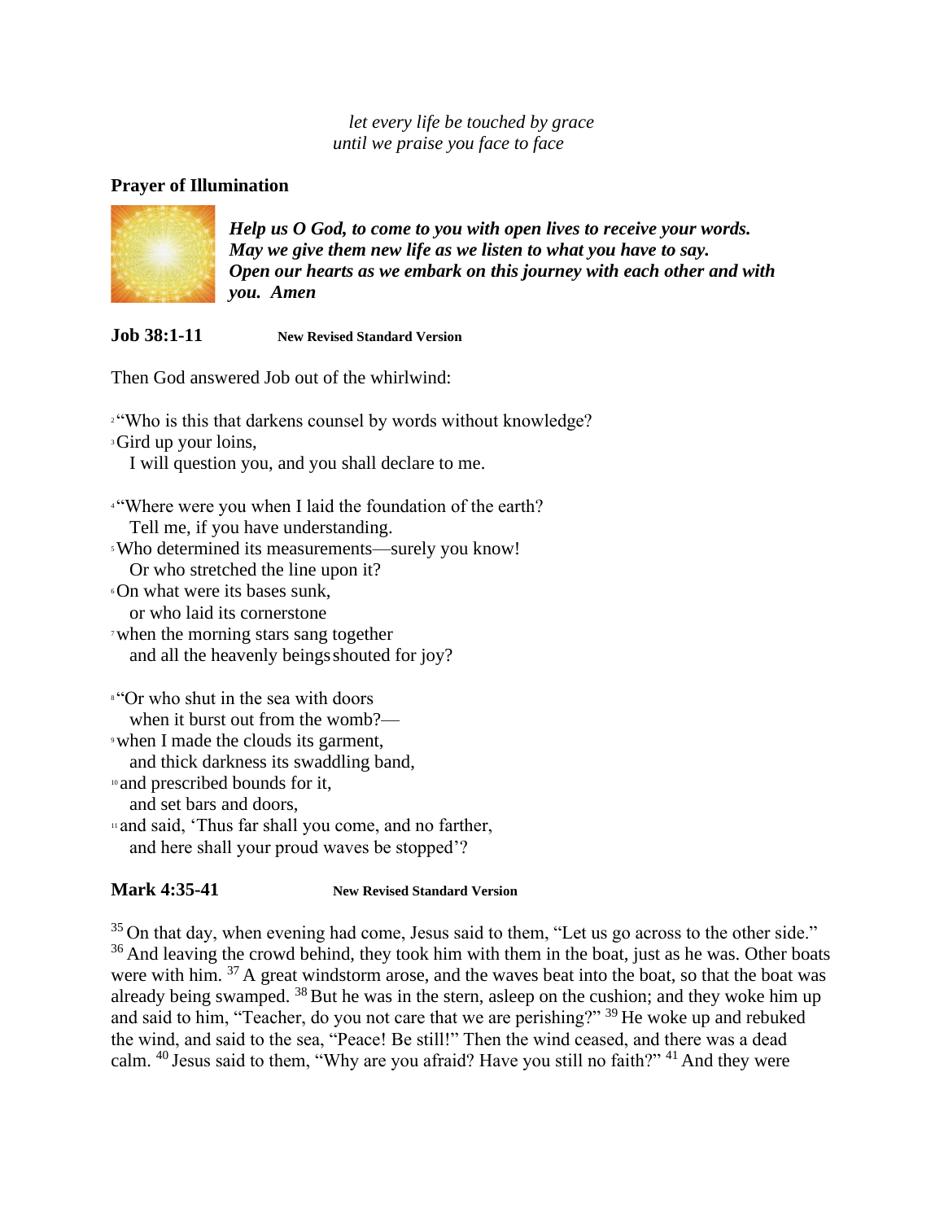*let every life be touched by grace*
*until we praise you face to face*

**Prayer of Illumination**

***Help us O God, to come to you with open lives to receive your words. May we give them new life as we listen to what you have to say. Open our hearts as we embark on this journey with each other and with you. Amen***

**Job 38:1-11** **New Revised Standard Version**

Then God answered Job out of the whirlwind:

[2] "Who is this that darkens counsel by words without knowledge?
[3] Gird up your loins,
I will question you, and you shall declare to me.

[4] "Where were you when I laid the foundation of the earth?
Tell me, if you have understanding.
[5] Who determined its measurements—surely you know!
Or who stretched the line upon it?
[6] On what were its bases sunk,
or who laid its cornerstone
[7] when the morning stars sang together
and all the heavenly beings shouted for joy?

[8] "Or who shut in the sea with doors
when it burst out from the womb?—
[9] when I made the clouds its garment,
and thick darkness its swaddling band,
[10] and prescribed bounds for it,
and set bars and doors,
[11] and said, 'Thus far shall you come, and no farther,
and here shall your proud waves be stopped'?

**Mark 4:35-41** **New Revised Standard Version**

[35] On that day, when evening had come, Jesus said to them, "Let us go across to the other side." [36] And leaving the crowd behind, they took him with them in the boat, just as he was. Other boats were with him. [37] A great windstorm arose, and the waves beat into the boat, so that the boat was already being swamped. [38] But he was in the stern, asleep on the cushion; and they woke him up and said to him, "Teacher, do you not care that we are perishing?" [39] He woke up and rebuked the wind, and said to the sea, "Peace! Be still!" Then the wind ceased, and there was a dead calm. [40] Jesus said to them, "Why are you afraid? Have you still no faith?" [41] And they were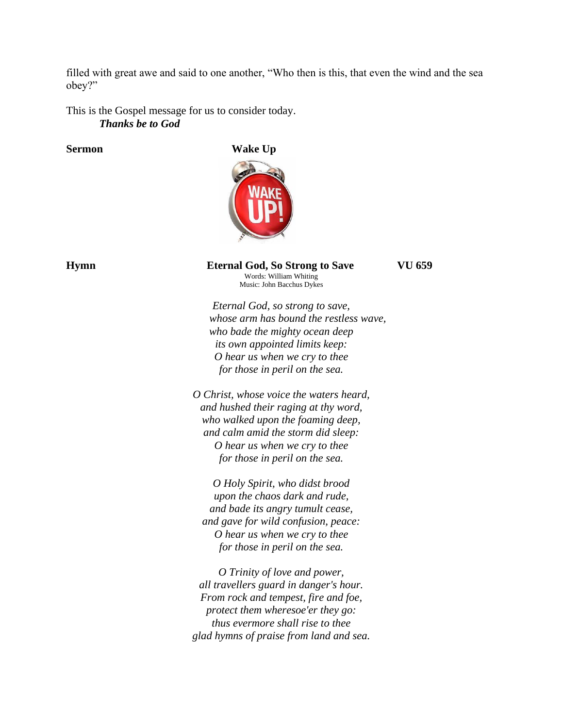filled with great awe and said to one another, "Who then is this, that even the wind and the sea obey?"

This is the Gospel message for us to consider today.
***Thanks be to God***

**Sermon** **Wake Up**

**Hymn** **Eternal God, So Strong to Save** **VU 659**

Words: William Whiting
Music: John Bacchus Dykes

*Eternal God, so strong to save,*
*whose arm has bound the restless wave,*
*who bade the mighty ocean deep*
*its own appointed limits keep:*
*O hear us when we cry to thee*
*for those in peril on the sea.*

*O Christ, whose voice the waters heard,*
*and hushed their raging at thy word,*
*who walked upon the foaming deep,*
*and calm amid the storm did sleep:*
*O hear us when we cry to thee*
*for those in peril on the sea.*

*O Holy Spirit, who didst brood*
*upon the chaos dark and rude,*
*and bade its angry tumult cease,*
*and gave for wild confusion, peace:*
*O hear us when we cry to thee*
*for those in peril on the sea.*

*O Trinity of love and power,*
*all travellers guard in danger's hour.*
*From rock and tempest, fire and foe,*
*protect them wheresoe'er they go:*
*thus evermore shall rise to thee*
*glad hymns of praise from land and sea.*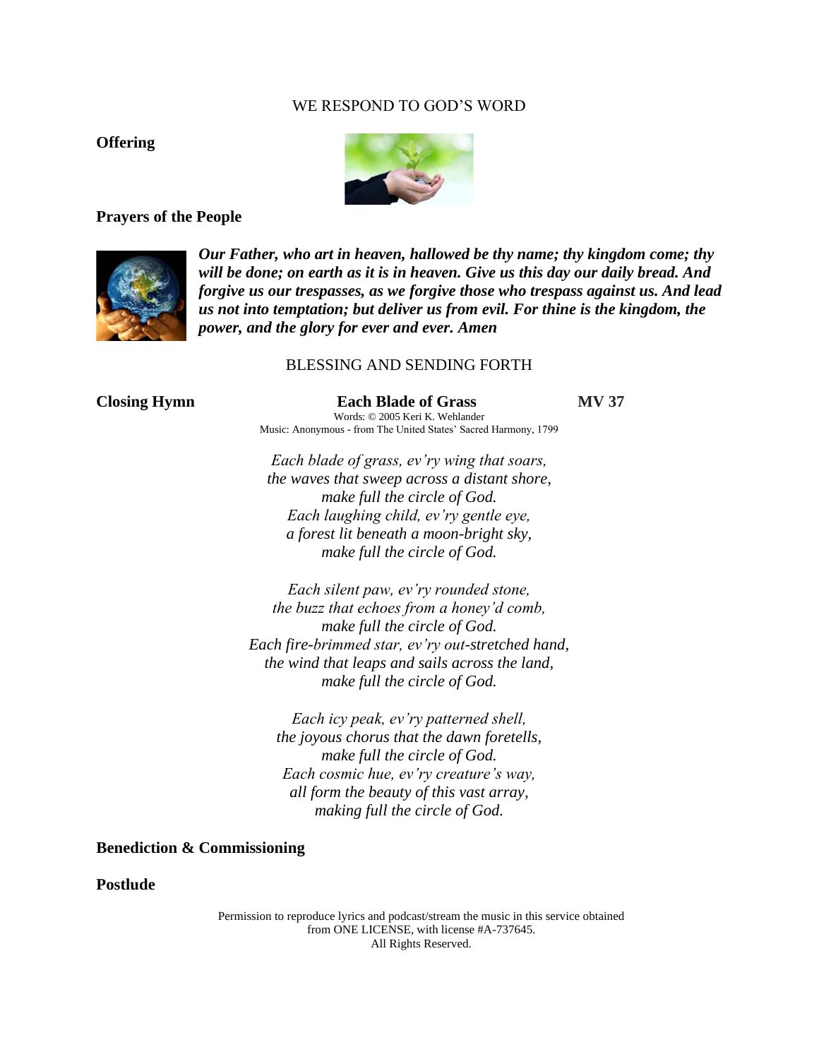## WE RESPOND TO GOD'S WORD

**Offering**

**Prayers of the People**

***Our Father, who art in heaven, hallowed be thy name; thy kingdom come; thy will be done; on earth as it is in heaven. Give us this day our daily bread. And forgive us our trespasses, as we forgive those who trespass against us. And lead us not into temptation; but deliver us from evil. For thine is the kingdom, the power, and the glory for ever and ever. Amen***

## BLESSING AND SENDING FORTH

**Closing Hymn** **Each Blade of Grass** **MV 37**

Words: © 2005 Keri K. Wehlander
Music: Anonymous - from The United States' Sacred Harmony, 1799

*Each blade of grass, ev'ry wing that soars,*
*the waves that sweep across a distant shore,*
*make full the circle of God.*
*Each laughing child, ev'ry gentle eye,*
*a forest lit beneath a moon-bright sky,*
*make full the circle of God.*

*Each silent paw, ev'ry rounded stone,*
*the buzz that echoes from a honey'd comb,*
*make full the circle of God.*
*Each fire-brimmed star, ev'ry out-stretched hand,*
*the wind that leaps and sails across the land,*
*make full the circle of God.*

*Each icy peak, ev'ry patterned shell,*
*the joyous chorus that the dawn foretells,*
*make full the circle of God.*
*Each cosmic hue, ev'ry creature's way,*
*all form the beauty of this vast array,*
*making full the circle of God.*

**Benediction & Commissioning**

**Postlude**

Permission to reproduce lyrics and podcast/stream the music in this service obtained from ONE LICENSE, with license #A-737645.
All Rights Reserved.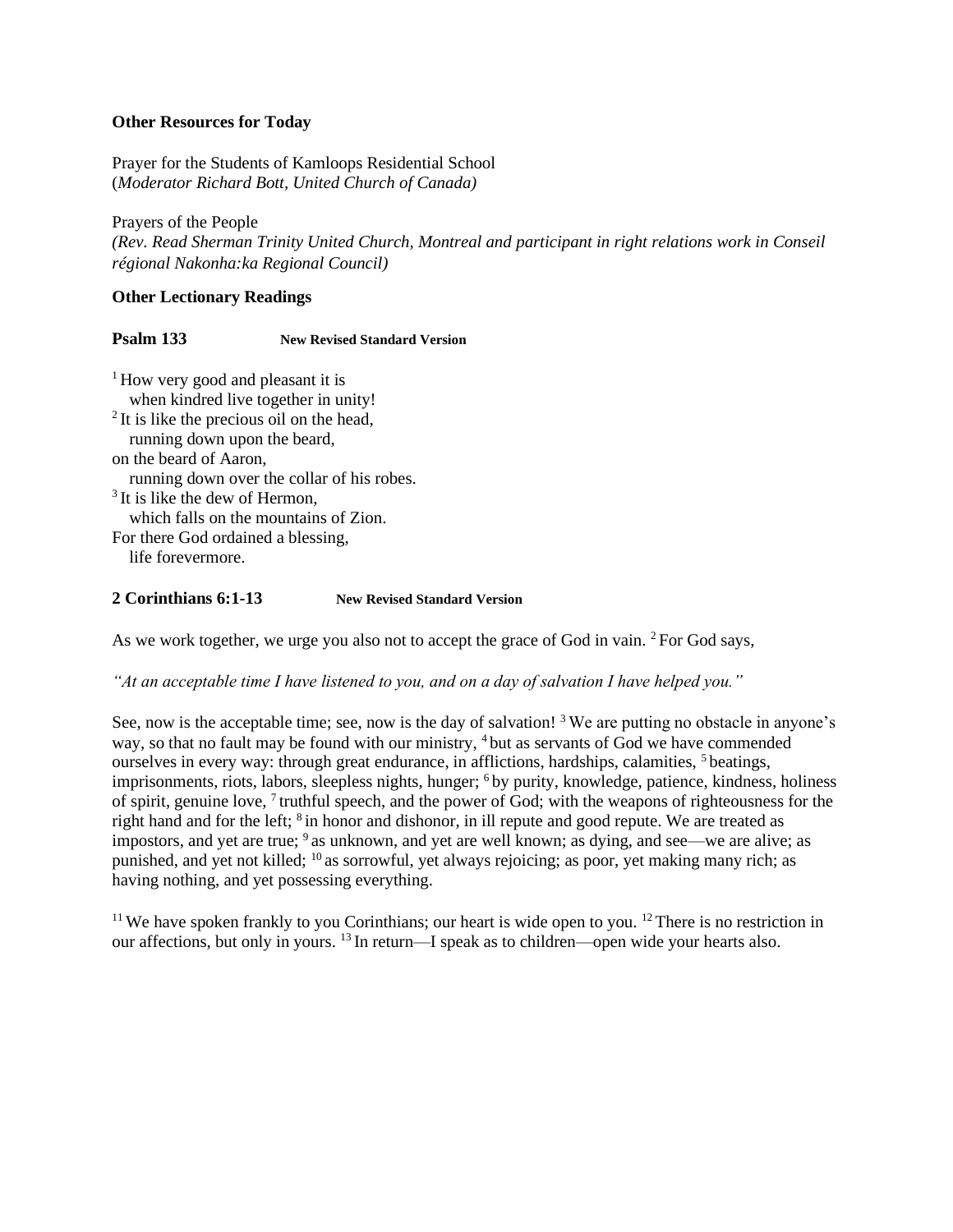**Other Resources for Today**

Prayer for the Students of Kamloops Residential School
(*Moderator Richard Bott, United Church of Canada)*

Prayers of the People
*(Rev. Read Sherman Trinity United Church, Montreal and participant in right relations work in Conseil régional Nakonha:ka Regional Council)*

**Other Lectionary Readings**

**Psalm 133** **New Revised Standard Version**

[1] How very good and pleasant it is
  when kindred live together in unity!
[2] It is like the precious oil on the head,
  running down upon the beard,
on the beard of Aaron,
  running down over the collar of his robes.
[3] It is like the dew of Hermon,
  which falls on the mountains of Zion.
For there God ordained a blessing,
  life forevermore.

**2 Corinthians 6:1-13** **New Revised Standard Version**

As we work together, we urge you also not to accept the grace of God in vain. [2] For God says,

*"At an acceptable time I have listened to you, and on a day of salvation I have helped you."*

See, now is the acceptable time; see, now is the day of salvation! [3] We are putting no obstacle in anyone's way, so that no fault may be found with our ministry, [4] but as servants of God we have commended ourselves in every way: through great endurance, in afflictions, hardships, calamities, [5] beatings, imprisonments, riots, labors, sleepless nights, hunger; [6] by purity, knowledge, patience, kindness, holiness of spirit, genuine love, [7] truthful speech, and the power of God; with the weapons of righteousness for the right hand and for the left; [8] in honor and dishonor, in ill repute and good repute. We are treated as impostors, and yet are true; [9] as unknown, and yet are well known; as dying, and see—we are alive; as punished, and yet not killed; [10] as sorrowful, yet always rejoicing; as poor, yet making many rich; as having nothing, and yet possessing everything.

[11] We have spoken frankly to you Corinthians; our heart is wide open to you. [12] There is no restriction in our affections, but only in yours. [13] In return—I speak as to children—open wide your hearts also.